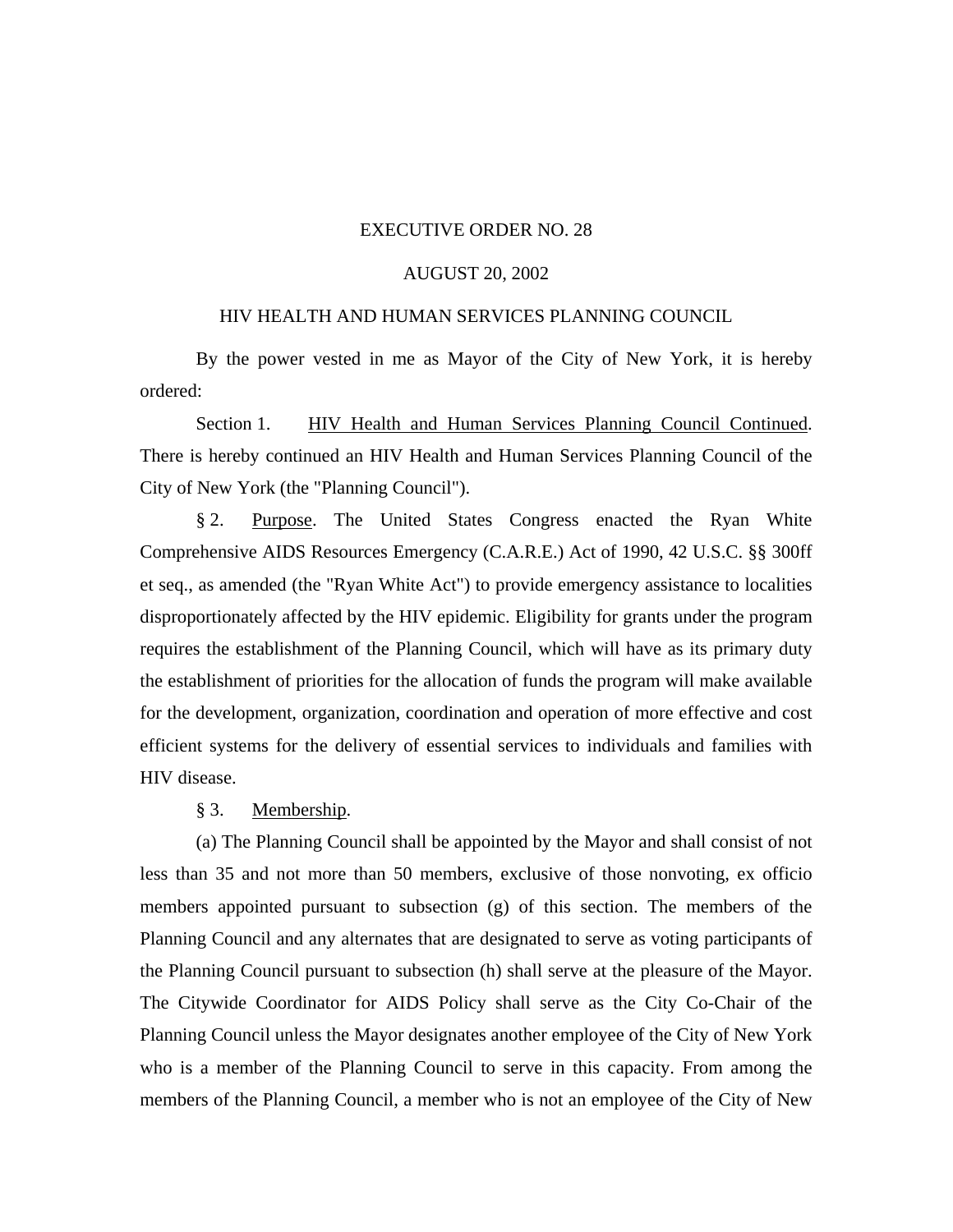# EXECUTIVE ORDER NO. 28

## AUGUST 20, 2002

## HIV HEALTH AND HUMAN SERVICES PLANNING COUNCIL

By the power vested in me as Mayor of the City of New York, it is hereby ordered:

Section 1. HIV Health and Human Services Planning Council Continued. There is hereby continued an HIV Health and Human Services Planning Council of the City of New York (the "Planning Council").

§ 2. Purpose. The United States Congress enacted the Ryan White Comprehensive AIDS Resources Emergency (C.A.R.E.) Act of 1990, 42 U.S.C. §§ 300ff et seq., as amended (the "Ryan White Act") to provide emergency assistance to localities disproportionately affected by the HIV epidemic. Eligibility for grants under the program requires the establishment of the Planning Council, which will have as its primary duty the establishment of priorities for the allocation of funds the program will make available for the development, organization, coordination and operation of more effective and cost efficient systems for the delivery of essential services to individuals and families with HIV disease.

§ 3. Membership.

(a) The Planning Council shall be appointed by the Mayor and shall consist of not less than 35 and not more than 50 members, exclusive of those nonvoting, ex officio members appointed pursuant to subsection (g) of this section. The members of the Planning Council and any alternates that are designated to serve as voting participants of the Planning Council pursuant to subsection (h) shall serve at the pleasure of the Mayor. The Citywide Coordinator for AIDS Policy shall serve as the City Co-Chair of the Planning Council unless the Mayor designates another employee of the City of New York who is a member of the Planning Council to serve in this capacity. From among the members of the Planning Council, a member who is not an employee of the City of New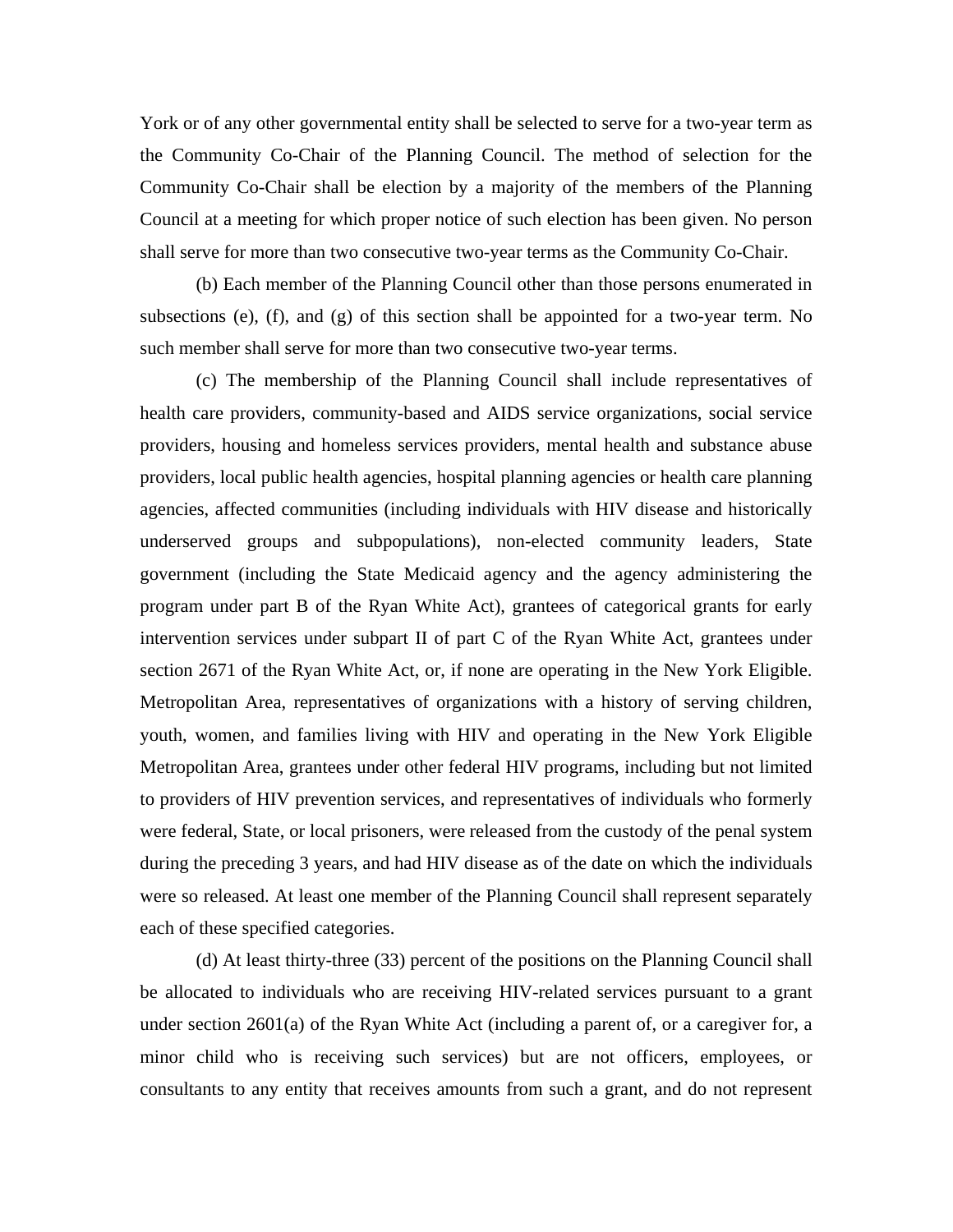York or of any other governmental entity shall be selected to serve for a two-year term as the Community Co-Chair of the Planning Council. The method of selection for the Community Co-Chair shall be election by a majority of the members of the Planning Council at a meeting for which proper notice of such election has been given. No person shall serve for more than two consecutive two-year terms as the Community Co-Chair.

(b) Each member of the Planning Council other than those persons enumerated in subsections (e), (f), and (g) of this section shall be appointed for a two-year term. No such member shall serve for more than two consecutive two-year terms.

(c) The membership of the Planning Council shall include representatives of health care providers, community-based and AIDS service organizations, social service providers, housing and homeless services providers, mental health and substance abuse providers, local public health agencies, hospital planning agencies or health care planning agencies, affected communities (including individuals with HIV disease and historically underserved groups and subpopulations), non-elected community leaders, State government (including the State Medicaid agency and the agency administering the program under part B of the Ryan White Act), grantees of categorical grants for early intervention services under subpart II of part C of the Ryan White Act, grantees under section 2671 of the Ryan White Act, or, if none are operating in the New York Eligible. Metropolitan Area, representatives of organizations with a history of serving children, youth, women, and families living with HIV and operating in the New York Eligible Metropolitan Area, grantees under other federal HIV programs, including but not limited to providers of HIV prevention services, and representatives of individuals who formerly were federal, State, or local prisoners, were released from the custody of the penal system during the preceding 3 years, and had HIV disease as of the date on which the individuals were so released. At least one member of the Planning Council shall represent separately each of these specified categories.

(d) At least thirty-three (33) percent of the positions on the Planning Council shall be allocated to individuals who are receiving HIV-related services pursuant to a grant under section 2601(a) of the Ryan White Act (including a parent of, or a caregiver for, a minor child who is receiving such services) but are not officers, employees, or consultants to any entity that receives amounts from such a grant, and do not represent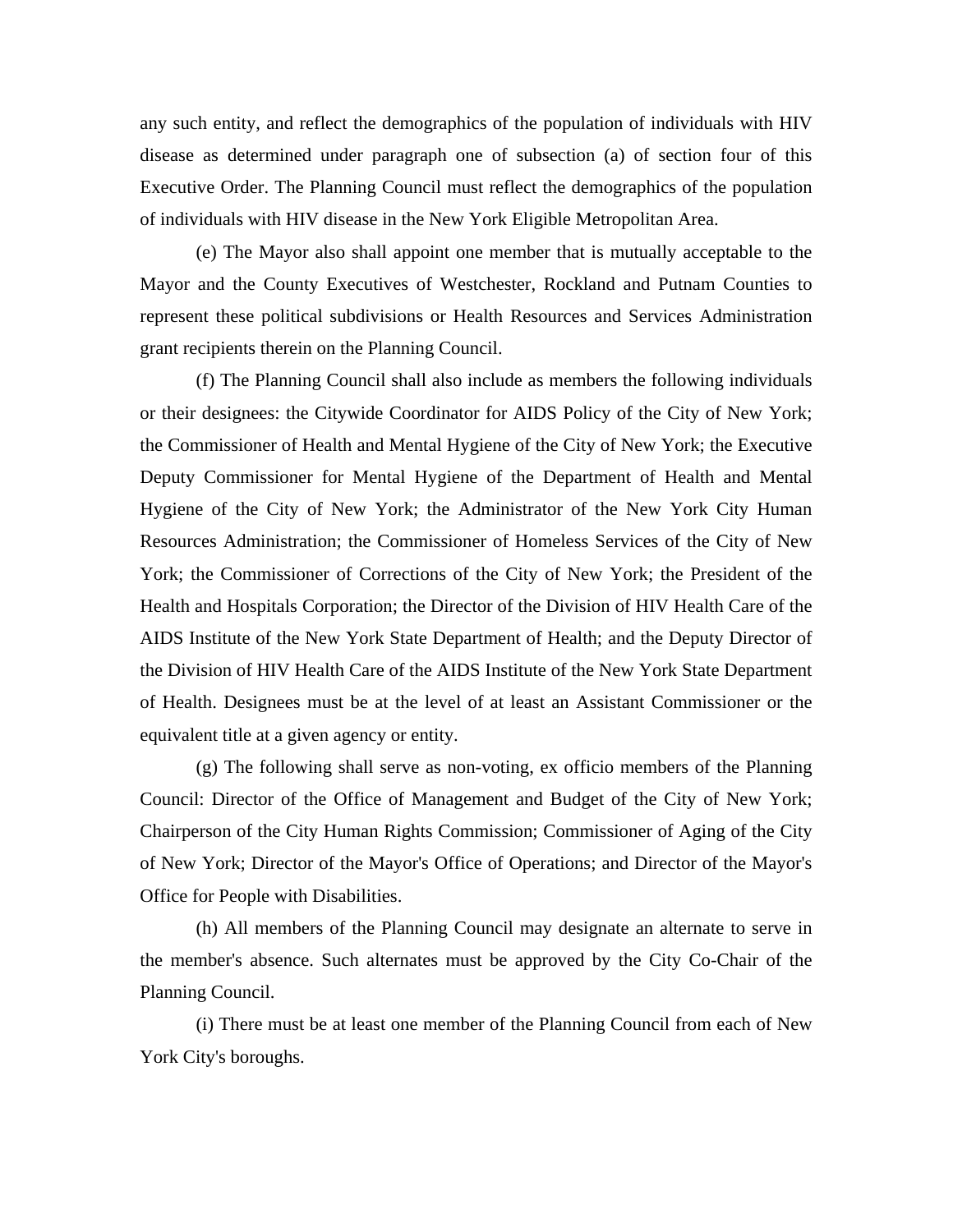any such entity, and reflect the demographics of the population of individuals with HIV disease as determined under paragraph one of subsection (a) of section four of this Executive Order. The Planning Council must reflect the demographics of the population of individuals with HIV disease in the New York Eligible Metropolitan Area.

(e) The Mayor also shall appoint one member that is mutually acceptable to the Mayor and the County Executives of Westchester, Rockland and Putnam Counties to represent these political subdivisions or Health Resources and Services Administration grant recipients therein on the Planning Council.

(f) The Planning Council shall also include as members the following individuals or their designees: the Citywide Coordinator for AIDS Policy of the City of New York; the Commissioner of Health and Mental Hygiene of the City of New York; the Executive Deputy Commissioner for Mental Hygiene of the Department of Health and Mental Hygiene of the City of New York; the Administrator of the New York City Human Resources Administration; the Commissioner of Homeless Services of the City of New York; the Commissioner of Corrections of the City of New York; the President of the Health and Hospitals Corporation; the Director of the Division of HIV Health Care of the AIDS Institute of the New York State Department of Health; and the Deputy Director of the Division of HIV Health Care of the AIDS Institute of the New York State Department of Health. Designees must be at the level of at least an Assistant Commissioner or the equivalent title at a given agency or entity.

(g) The following shall serve as non-voting, ex officio members of the Planning Council: Director of the Office of Management and Budget of the City of New York; Chairperson of the City Human Rights Commission; Commissioner of Aging of the City of New York; Director of the Mayor's Office of Operations; and Director of the Mayor's Office for People with Disabilities.

(h) All members of the Planning Council may designate an alternate to serve in the member's absence. Such alternates must be approved by the City Co-Chair of the Planning Council.

(i) There must be at least one member of the Planning Council from each of New York City's boroughs.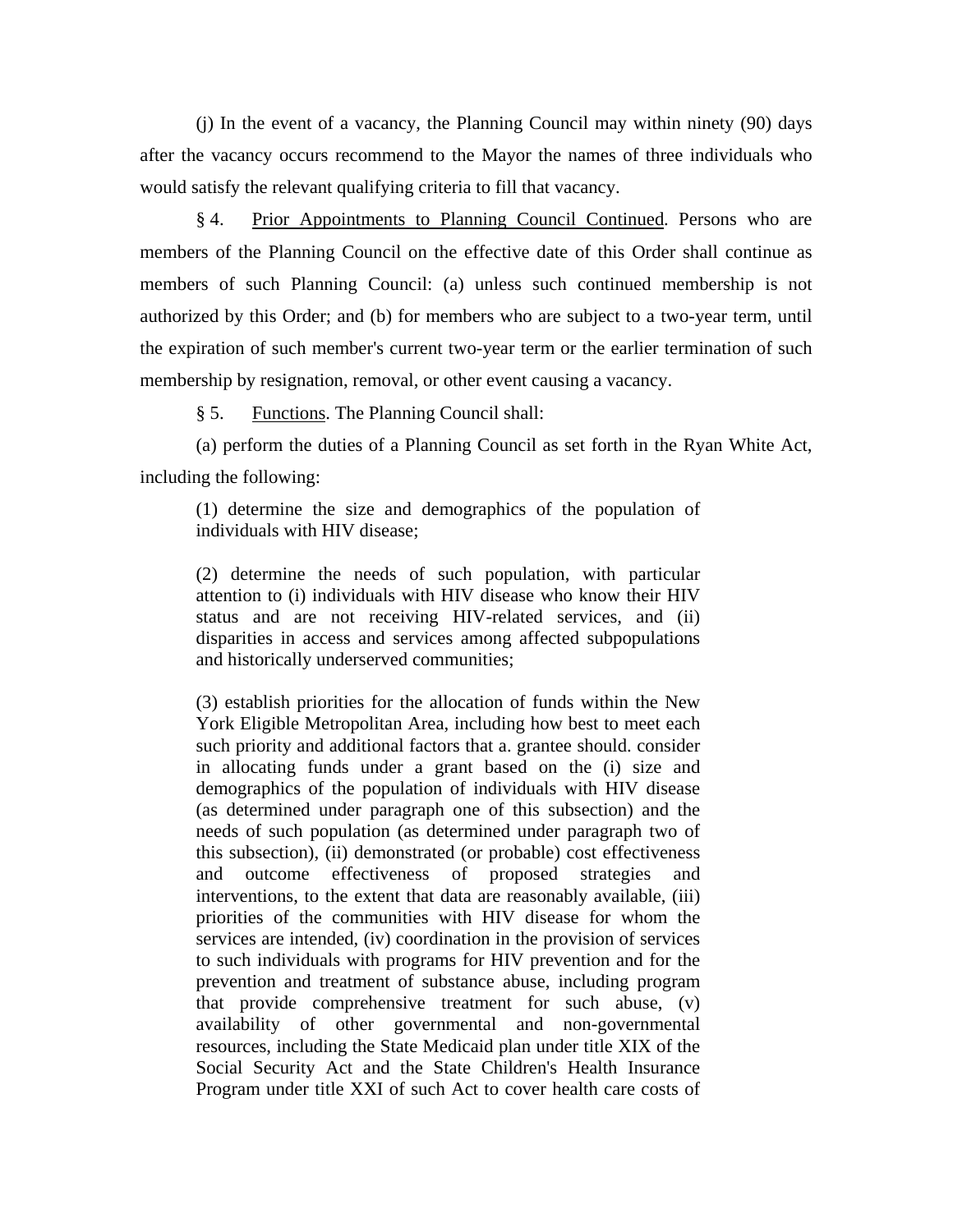(j) In the event of a vacancy, the Planning Council may within ninety (90) days after the vacancy occurs recommend to the Mayor the names of three individuals who would satisfy the relevant qualifying criteria to fill that vacancy.

§ 4. Prior Appointments to Planning Council Continued. Persons who are members of the Planning Council on the effective date of this Order shall continue as members of such Planning Council: (a) unless such continued membership is not authorized by this Order; and (b) for members who are subject to a two-year term, until the expiration of such member's current two-year term or the earlier termination of such membership by resignation, removal, or other event causing a vacancy.

§ 5. Functions. The Planning Council shall:

(a) perform the duties of a Planning Council as set forth in the Ryan White Act, including the following:

> (1) determine the size and demographics of the population of individuals with HIV disease;
>
> (2) determine the needs of such population, with particular attention to (i) individuals with HIV disease who know their HIV status and are not receiving HIV-related services, and (ii) disparities in access and services among affected subpopulations and historically underserved communities;
>
> (3) establish priorities for the allocation of funds within the New York Eligible Metropolitan Area, including how best to meet each such priority and additional factors that a. grantee should. consider in allocating funds under a grant based on the (i) size and demographics of the population of individuals with HIV disease (as determined under paragraph one of this subsection) and the needs of such population (as determined under paragraph two of this subsection), (ii) demonstrated (or probable) cost effectiveness and outcome effectiveness of proposed strategies and interventions, to the extent that data are reasonably available, (iii) priorities of the communities with HIV disease for whom the services are intended, (iv) coordination in the provision of services to such individuals with programs for HIV prevention and for the prevention and treatment of substance abuse, including program that provide comprehensive treatment for such abuse, (v) availability of other governmental and non-governmental resources, including the State Medicaid plan under title XIX of the Social Security Act and the State Children's Health Insurance Program under title XXI of such Act to cover health care costs of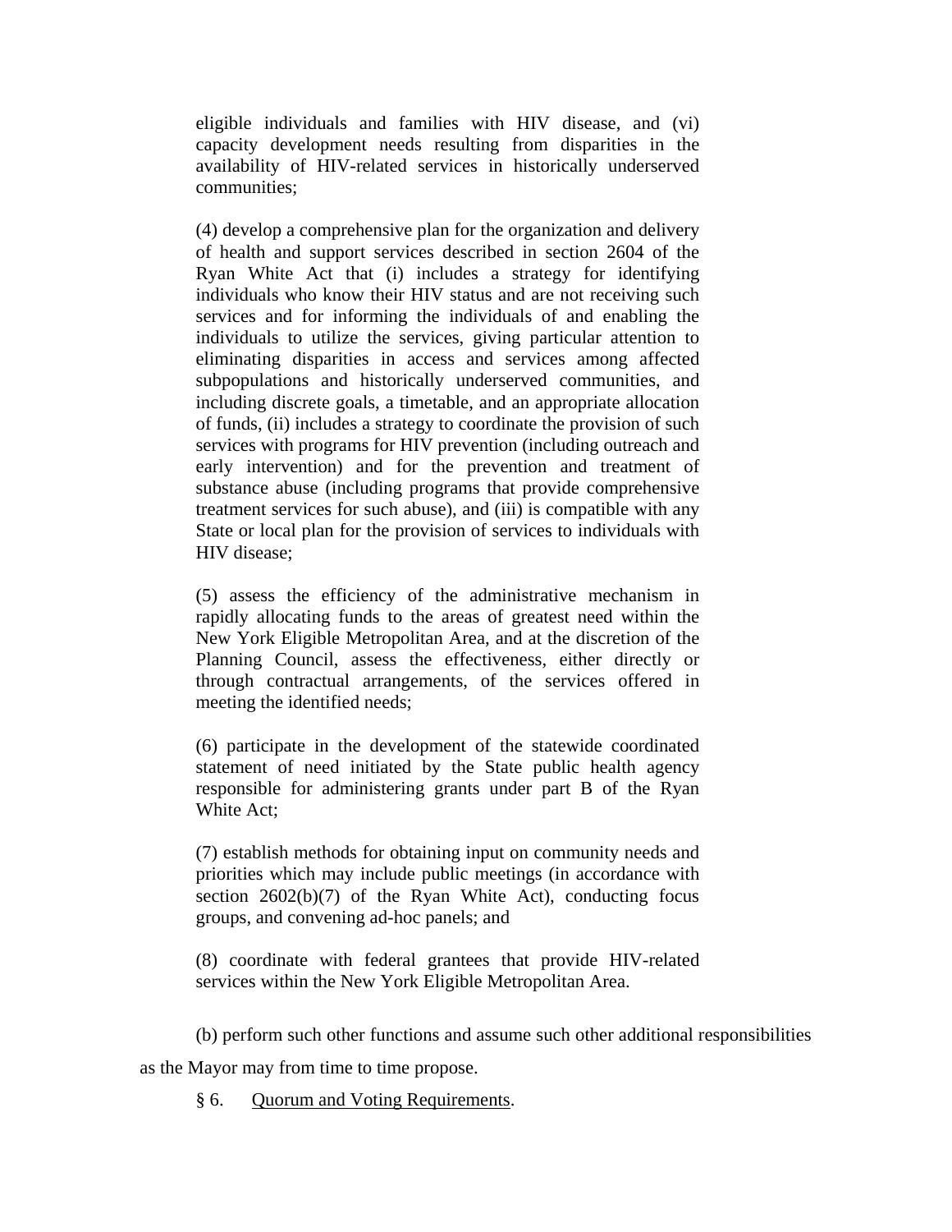eligible individuals and families with HIV disease, and (vi) capacity development needs resulting from disparities in the availability of HIV-related services in historically underserved communities;

(4) develop a comprehensive plan for the organization and delivery of health and support services described in section 2604 of the Ryan White Act that (i) includes a strategy for identifying individuals who know their HIV status and are not receiving such services and for informing the individuals of and enabling the individuals to utilize the services, giving particular attention to eliminating disparities in access and services among affected subpopulations and historically underserved communities, and including discrete goals, a timetable, and an appropriate allocation of funds, (ii) includes a strategy to coordinate the provision of such services with programs for HIV prevention (including outreach and early intervention) and for the prevention and treatment of substance abuse (including programs that provide comprehensive treatment services for such abuse), and (iii) is compatible with any State or local plan for the provision of services to individuals with HIV disease;

(5) assess the efficiency of the administrative mechanism in rapidly allocating funds to the areas of greatest need within the New York Eligible Metropolitan Area, and at the discretion of the Planning Council, assess the effectiveness, either directly or through contractual arrangements, of the services offered in meeting the identified needs;

(6) participate in the development of the statewide coordinated statement of need initiated by the State public health agency responsible for administering grants under part B of the Ryan White Act;

(7) establish methods for obtaining input on community needs and priorities which may include public meetings (in accordance with section 2602(b)(7) of the Ryan White Act), conducting focus groups, and convening ad-hoc panels; and

(8) coordinate with federal grantees that provide HIV-related services within the New York Eligible Metropolitan Area.

(b) perform such other functions and assume such other additional responsibilities as the Mayor may from time to time propose.

§ 6. Quorum and Voting Requirements.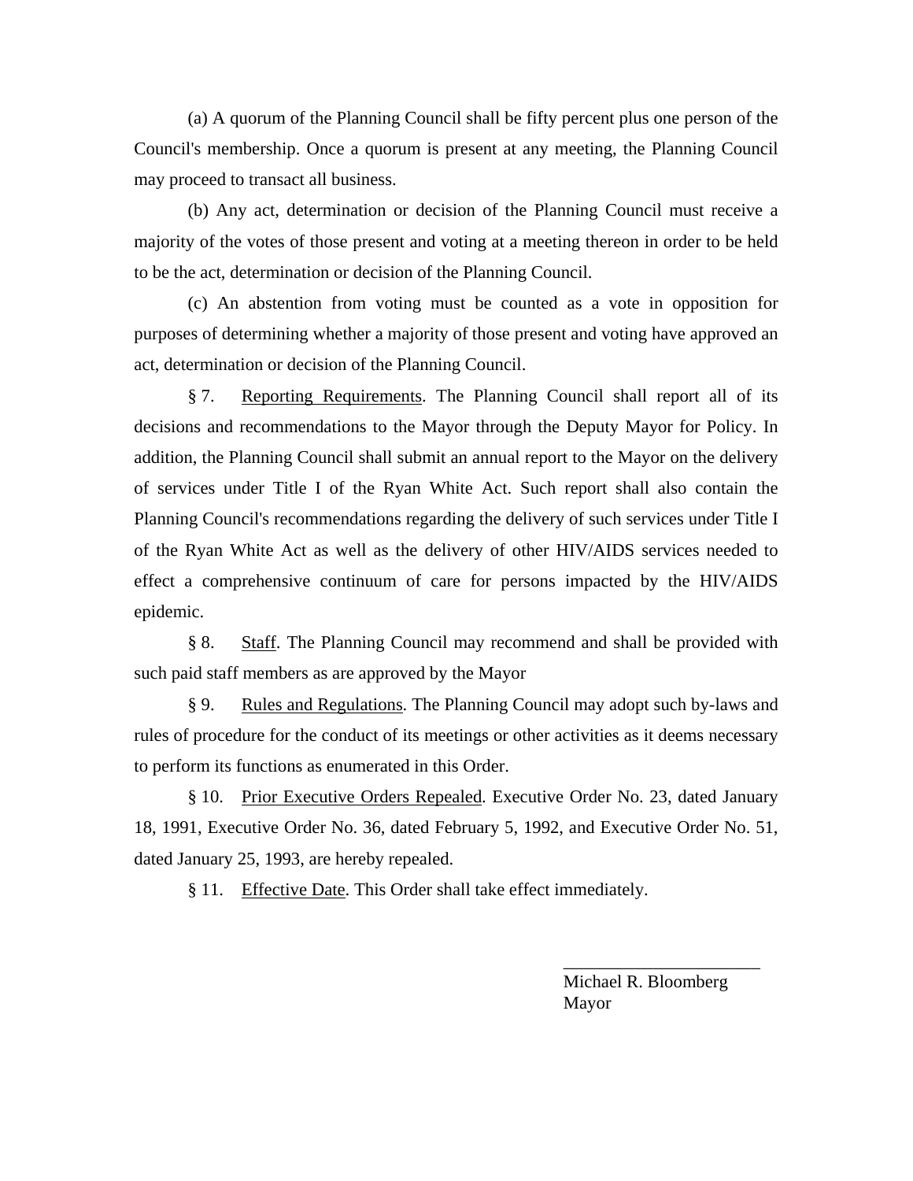(a) A quorum of the Planning Council shall be fifty percent plus one person of the Council's membership. Once a quorum is present at any meeting, the Planning Council may proceed to transact all business.

(b) Any act, determination or decision of the Planning Council must receive a majority of the votes of those present and voting at a meeting thereon in order to be held to be the act, determination or decision of the Planning Council.

(c) An abstention from voting must be counted as a vote in opposition for purposes of determining whether a majority of those present and voting have approved an act, determination or decision of the Planning Council.

§ 7. Reporting Requirements. The Planning Council shall report all of its decisions and recommendations to the Mayor through the Deputy Mayor for Policy. In addition, the Planning Council shall submit an annual report to the Mayor on the delivery of services under Title I of the Ryan White Act. Such report shall also contain the Planning Council's recommendations regarding the delivery of such services under Title I of the Ryan White Act as well as the delivery of other HIV/AIDS services needed to effect a comprehensive continuum of care for persons impacted by the HIV/AIDS epidemic.

§ 8. Staff. The Planning Council may recommend and shall be provided with such paid staff members as are approved by the Mayor

§ 9. Rules and Regulations. The Planning Council may adopt such by-laws and rules of procedure for the conduct of its meetings or other activities as it deems necessary to perform its functions as enumerated in this Order.

§ 10. Prior Executive Orders Repealed. Executive Order No. 23, dated January 18, 1991, Executive Order No. 36, dated February 5, 1992, and Executive Order No. 51, dated January 25, 1993, are hereby repealed.

§ 11. Effective Date. This Order shall take effect immediately.

______________________

Michael R. Bloomberg
Mayor